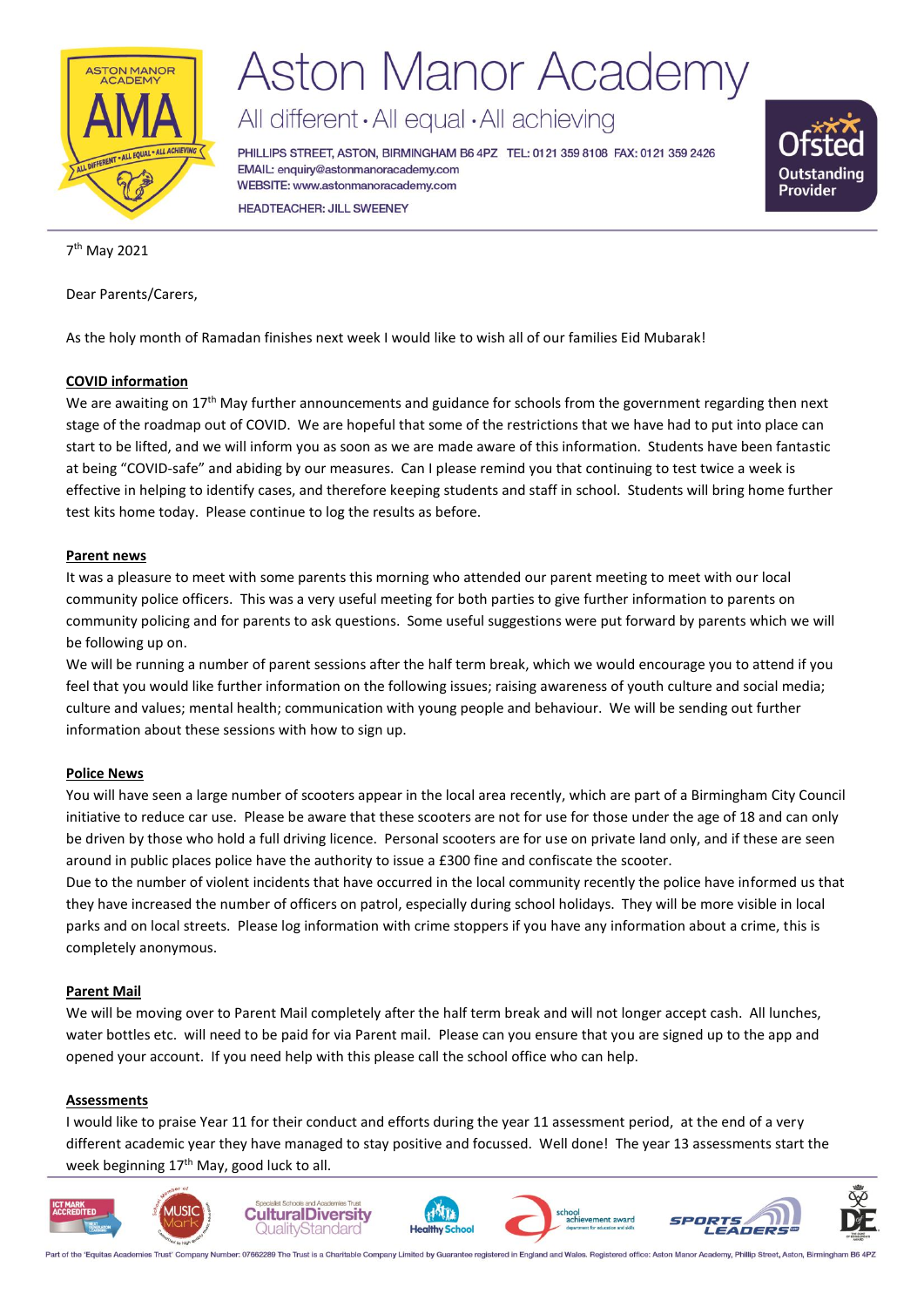# Aston Manor Academy

All different • All equal • All achieving

PHILLIPS STREET, ASTON, BIRMINGHAM B6 4PZ TEL: 0121 359 8108 FAX: 0121 359 2426
EMAIL: enquiry@astonmanoracademy.com
WEBSITE: www.astonmanoracademy.com
HEADTEACHER: JILL SWEENEY

7th May 2021

Dear Parents/Carers,

As the holy month of Ramadan finishes next week I would like to wish all of our families Eid Mubarak!

**COVID information**

We are awaiting on 17th May further announcements and guidance for schools from the government regarding then next stage of the roadmap out of COVID. We are hopeful that some of the restrictions that we have had to put into place can start to be lifted, and we will inform you as soon as we are made aware of this information. Students have been fantastic at being "COVID-safe" and abiding by our measures. Can I please remind you that continuing to test twice a week is effective in helping to identify cases, and therefore keeping students and staff in school. Students will bring home further test kits home today. Please continue to log the results as before.

**Parent news**

It was a pleasure to meet with some parents this morning who attended our parent meeting to meet with our local community police officers. This was a very useful meeting for both parties to give further information to parents on community policing and for parents to ask questions. Some useful suggestions were put forward by parents which we will be following up on.

We will be running a number of parent sessions after the half term break, which we would encourage you to attend if you feel that you would like further information on the following issues; raising awareness of youth culture and social media; culture and values; mental health; communication with young people and behaviour. We will be sending out further information about these sessions with how to sign up.

**Police News**

You will have seen a large number of scooters appear in the local area recently, which are part of a Birmingham City Council initiative to reduce car use. Please be aware that these scooters are not for use for those under the age of 18 and can only be driven by those who hold a full driving licence. Personal scooters are for use on private land only, and if these are seen around in public places police have the authority to issue a £300 fine and confiscate the scooter.

Due to the number of violent incidents that have occurred in the local community recently the police have informed us that they have increased the number of officers on patrol, especially during school holidays. They will be more visible in local parks and on local streets. Please log information with crime stoppers if you have any information about a crime, this is completely anonymous.

**Parent Mail**

We will be moving over to Parent Mail completely after the half term break and will not longer accept cash. All lunches, water bottles etc. will need to be paid for via Parent mail. Please can you ensure that you are signed up to the app and opened your account. If you need help with this please call the school office who can help.

**Assessments**

I would like to praise Year 11 for their conduct and efforts during the year 11 assessment period, at the end of a very different academic year they have managed to stay positive and focussed. Well done! The year 13 assessments start the week beginning 17th May, good luck to all.

Part of the 'Equitas Academies Trust' Company Number: 07662289 The Trust is a Charitable Company Limited by Guarantee registered in England and Wales. Registered office: Aston Manor Academy, Phillip Street, Aston, Birmingham B6 4PZ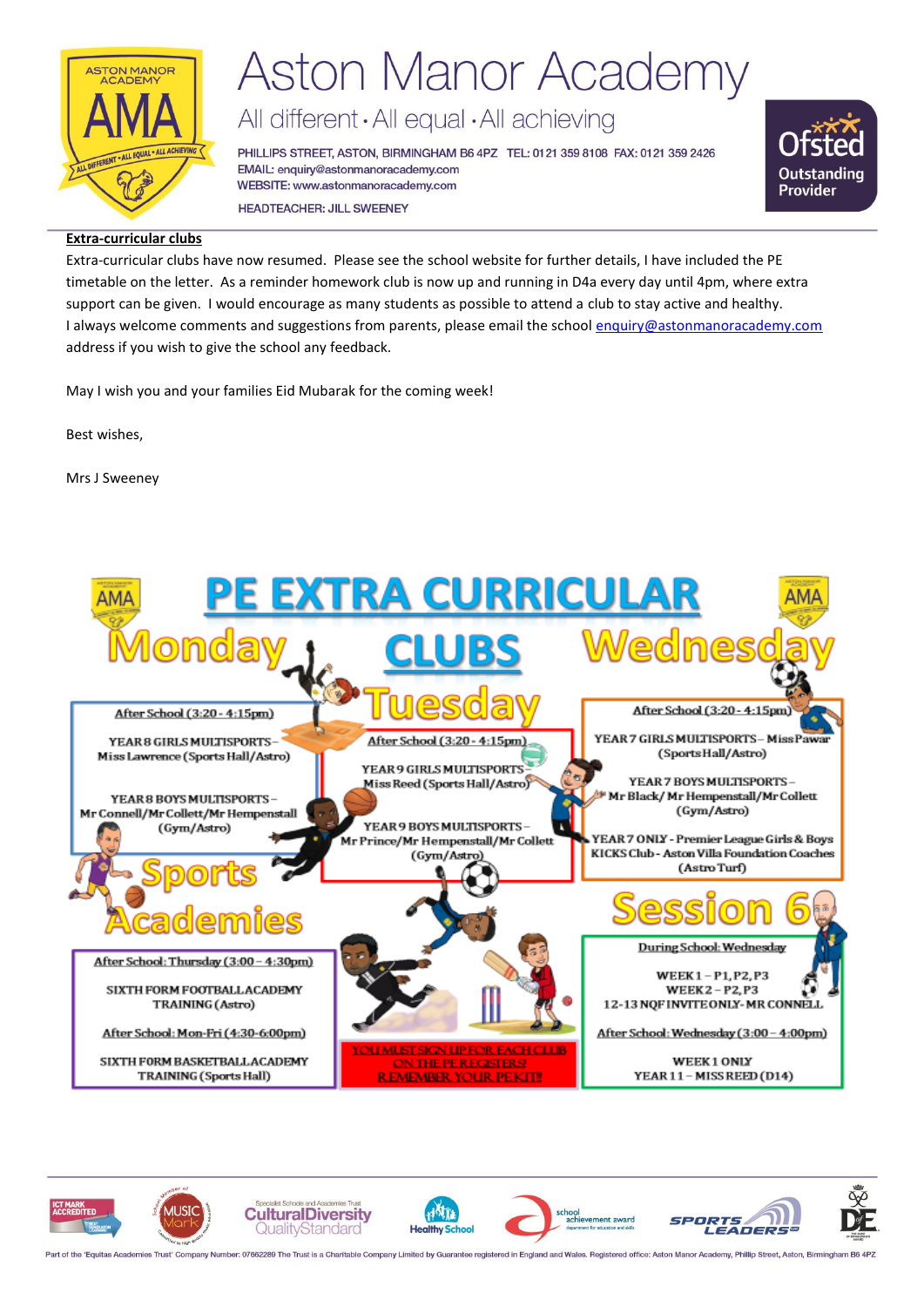# Aston Manor Academy

All different • All equal • All achieving

PHILLIPS STREET, ASTON, BIRMINGHAM B6 4PZ TEL: 0121 359 8108 FAX: 0121 359 2426
EMAIL: enquiry@astonmanoracademy.com
WEBSITE: www.astonmanoracademy.com

HEADTEACHER: JILL SWEENEY

Ofsted Outstanding Provider

**Extra-curricular clubs**

Extra-curricular clubs have now resumed. Please see the school website for further details, I have included the PE timetable on the letter. As a reminder homework club is now up and running in D4a every day until 4pm, where extra support can be given. I would encourage as many students as possible to attend a club to stay active and healthy.
I always welcome comments and suggestions from parents, please email the school enquiry@astonmanoracademy.com address if you wish to give the school any feedback.

May I wish you and your families Eid Mubarak for the coming week!

Best wishes,

Mrs J Sweeney

## PE EXTRA CURRICULAR CLUBS

### Monday

After School (3:20 - 4:15pm)

YEAR 8 GIRLS MULTISPORTS – Miss Lawrence (Sports Hall/Astro)

YEAR 8 BOYS MULTISPORTS – Mr Connell/Mr Collett/Mr Hempenstall (Gym/Astro)

### Tuesday

After School (3:20 - 4:15pm)

YEAR 9 GIRLS MULTISPORTS – Miss Reed (Sports Hall/Astro)

YEAR 9 BOYS MULTISPORTS – Mr Prince/Mr Hempenstall/Mr Collett (Gym/Astro)

### Wednesday

After School (3:20 - 4:15pm)

YEAR 7 GIRLS MULTISPORTS – Miss Pawar (Sports Hall/Astro)

YEAR 7 BOYS MULTISPORTS – Mr Black/ Mr Hempenstall/Mr Collett (Gym/Astro)

YEAR 7 ONLY - Premier League Girls & Boys KICKS Club - Aston Villa Foundation Coaches (Astro Turf)

### Sports Academies

After School: Thursday (3:00 – 4:30pm)

SIXTH FORM FOOTBALL ACADEMY TRAINING (Astro)

After School: Mon-Fri (4:30-6:00pm)

SIXTH FORM BASKETBALL ACADEMY TRAINING (Sports Hall)

### Session 6

During School: Wednesday

WEEK 1 – P1, P2, P3
WEEK 2 – P2, P3
12-13 NQF INVITE ONLY- MR CONNELL

After School: Wednesday (3:00 – 4:00pm)

WEEK 1 ONLY
YEAR 11 – MISS REED (D14)

**YOU MUST SIGN UP FOR EACH CLUB ON THE PE REGISTERS! REMEMBER YOUR PE KIT!!**

Part of the 'Equitas Academies Trust' Company Number: 07662289 The Trust is a Charitable Company Limited by Guarantee registered in England and Wales. Registered office: Aston Manor Academy, Phillip Street, Aston, Birmingham B6 4PZ